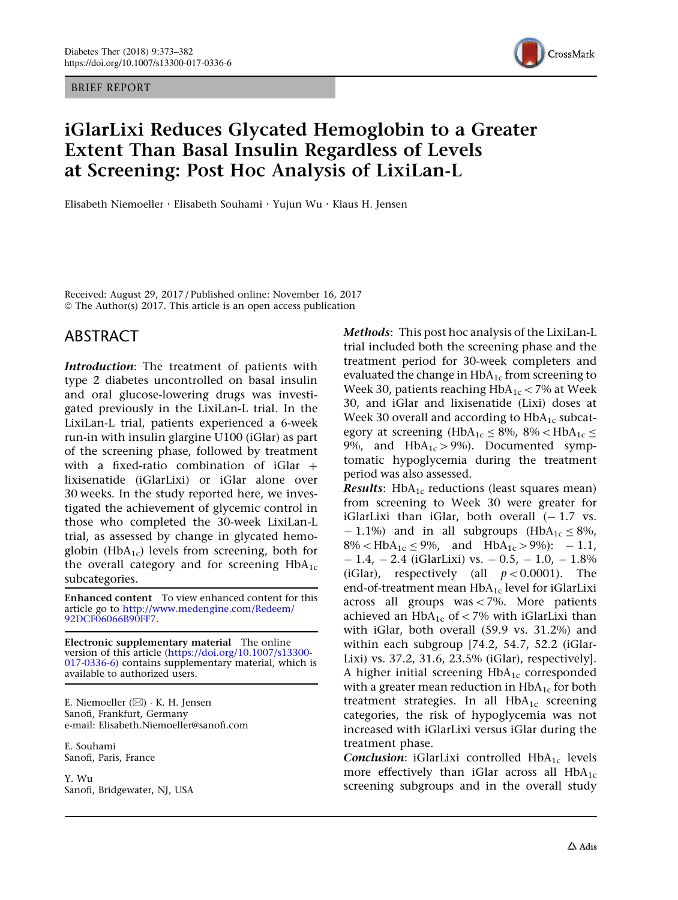BRIEF REPORT

# iGlarLixi Reduces Glycated Hemoglobin to a Greater Extent Than Basal Insulin Regardless of Levels at Screening: Post Hoc Analysis of LixiLan-L

Elisabeth Niemoeller · Elisabeth Souhami · Yujun Wu · Klaus H. Jensen

Received: August 29, 2017 / Published online: November 16, 2017
© The Author(s) 2017. This article is an open access publication

## ABSTRACT

***Introduction***: The treatment of patients with type 2 diabetes uncontrolled on basal insulin and oral glucose-lowering drugs was investigated previously in the LixiLan-L trial. In the LixiLan-L trial, patients experienced a 6-week run-in with insulin glargine U100 (iGlar) as part of the screening phase, followed by treatment with a fixed-ratio combination of iGlar + lixisenatide (iGlarLixi) or iGlar alone over 30 weeks. In the study reported here, we investigated the achievement of glycemic control in those who completed the 30-week LixiLan-L trial, as assessed by change in glycated hemoglobin ($HbA_{1c}$) levels from screening, both for the overall category and for screening $HbA_{1c}$ subcategories.

***Methods***: This post hoc analysis of the LixiLan-L trial included both the screening phase and the treatment period for 30-week completers and evaluated the change in $HbA_{1c}$ from screening to Week 30, patients reaching $HbA_{1c} < 7\%$ at Week 30, and iGlar and lixisenatide (Lixi) doses at Week 30 overall and according to $HbA_{1c}$ subcategory at screening ($HbA_{1c} \leq 8\%$, $8\% < HbA_{1c} \leq 9\%$, and $HbA_{1c} > 9\%$). Documented symptomatic hypoglycemia during the treatment period was also assessed.

***Results***: $HbA_{1c}$ reductions (least squares mean) from screening to Week 30 were greater for iGlarLixi than iGlar, both overall (− 1.7 vs. − 1.1%) and in all subgroups ($HbA_{1c} \leq 8\%$, $8\% < HbA_{1c} \leq 9\%$, and $HbA_{1c} > 9\%$): − 1.1, − 1.4, − 2.4 (iGlarLixi) vs. − 0.5, − 1.0, − 1.8% (iGlar), respectively (all $p < 0.0001$). The end-of-treatment mean $HbA_{1c}$ level for iGlarLixi across all groups was < 7%. More patients achieved an $HbA_{1c}$ of < 7% with iGlarLixi than with iGlar, both overall (59.9 vs. 31.2%) and within each subgroup [74.2, 54.7, 52.2 (iGlarLixi) vs. 37.2, 31.6, 23.5% (iGlar), respectively]. A higher initial screening $HbA_{1c}$ corresponded with a greater mean reduction in $HbA_{1c}$ for both treatment strategies. In all $HbA_{1c}$ screening categories, the risk of hypoglycemia was not increased with iGlarLixi versus iGlar during the treatment phase.

***Conclusion***: iGlarLixi controlled $HbA_{1c}$ levels more effectively than iGlar across all $HbA_{1c}$ screening subgroups and in the overall study

**Enhanced content** To view enhanced content for this article go to http://www.medengine.com/Redeem/92DCF06066B90FF7.

**Electronic supplementary material** The online version of this article (https://doi.org/10.1007/s13300-017-0336-6) contains supplementary material, which is available to authorized users.

E. Niemoeller (✉) · K. H. Jensen
Sanofi, Frankfurt, Germany
e-mail: Elisabeth.Niemoeller@sanofi.com

E. Souhami
Sanofi, Paris, France

Y. Wu
Sanofi, Bridgewater, NJ, USA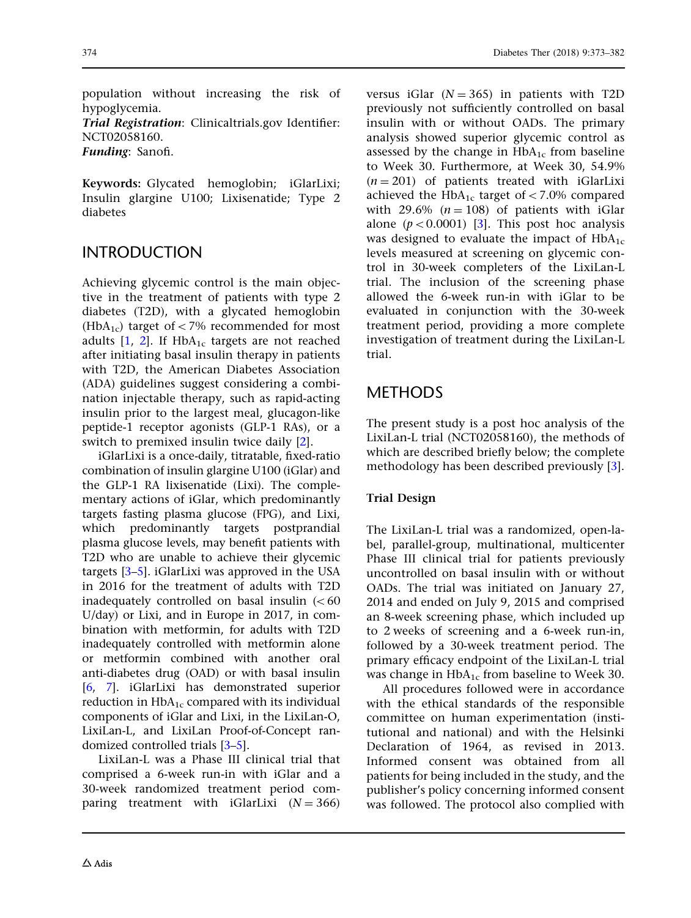population without increasing the risk of hypoglycemia.

***Trial Registration***: Clinicaltrials.gov Identifier: NCT02058160.

***Funding***: Sanofi.

**Keywords:** Glycated hemoglobin; iGlarLixi; Insulin glargine U100; Lixisenatide; Type 2 diabetes

## INTRODUCTION

Achieving glycemic control is the main objective in the treatment of patients with type 2 diabetes (T2D), with a glycated hemoglobin ($HbA_{1c}$) target of < 7% recommended for most adults [1, 2]. If $HbA_{1c}$ targets are not reached after initiating basal insulin therapy in patients with T2D, the American Diabetes Association (ADA) guidelines suggest considering a combination injectable therapy, such as rapid-acting insulin prior to the largest meal, glucagon-like peptide-1 receptor agonists (GLP-1 RAs), or a switch to premixed insulin twice daily [2].

iGlarLixi is a once-daily, titratable, fixed-ratio combination of insulin glargine U100 (iGlar) and the GLP-1 RA lixisenatide (Lixi). The complementary actions of iGlar, which predominantly targets fasting plasma glucose (FPG), and Lixi, which predominantly targets postprandial plasma glucose levels, may benefit patients with T2D who are unable to achieve their glycemic targets [3–5]. iGlarLixi was approved in the USA in 2016 for the treatment of adults with T2D inadequately controlled on basal insulin (< 60 U/day) or Lixi, and in Europe in 2017, in combination with metformin, for adults with T2D inadequately controlled with metformin alone or metformin combined with another oral anti-diabetes drug (OAD) or with basal insulin [6, 7]. iGlarLixi has demonstrated superior reduction in $HbA_{1c}$ compared with its individual components of iGlar and Lixi, in the LixiLan-O, LixiLan-L, and LixiLan Proof-of-Concept randomized controlled trials [3–5].

LixiLan-L was a Phase III clinical trial that comprised a 6-week run-in with iGlar and a 30-week randomized treatment period comparing treatment with iGlarLixi ($N = 366$) versus iGlar ($N = 365$) in patients with T2D previously not sufficiently controlled on basal insulin with or without OADs. The primary analysis showed superior glycemic control as assessed by the change in $HbA_{1c}$ from baseline to Week 30. Furthermore, at Week 30, 54.9% ($n = 201$) of patients treated with iGlarLixi achieved the $HbA_{1c}$ target of < 7.0% compared with 29.6% ($n = 108$) of patients with iGlar alone ($p < 0.0001$) [3]. This post hoc analysis was designed to evaluate the impact of $HbA_{1c}$ levels measured at screening on glycemic control in 30-week completers of the LixiLan-L trial. The inclusion of the screening phase allowed the 6-week run-in with iGlar to be evaluated in conjunction with the 30-week treatment period, providing a more complete investigation of treatment during the LixiLan-L trial.

## METHODS

The present study is a post hoc analysis of the LixiLan-L trial (NCT02058160), the methods of which are described briefly below; the complete methodology has been described previously [3].

### Trial Design

The LixiLan-L trial was a randomized, open-label, parallel-group, multinational, multicenter Phase III clinical trial for patients previously uncontrolled on basal insulin with or without OADs. The trial was initiated on January 27, 2014 and ended on July 9, 2015 and comprised an 8-week screening phase, which included up to 2 weeks of screening and a 6-week run-in, followed by a 30-week treatment period. The primary efficacy endpoint of the LixiLan-L trial was change in $HbA_{1c}$ from baseline to Week 30.

All procedures followed were in accordance with the ethical standards of the responsible committee on human experimentation (institutional and national) and with the Helsinki Declaration of 1964, as revised in 2013. Informed consent was obtained from all patients for being included in the study, and the publisher's policy concerning informed consent was followed. The protocol also complied with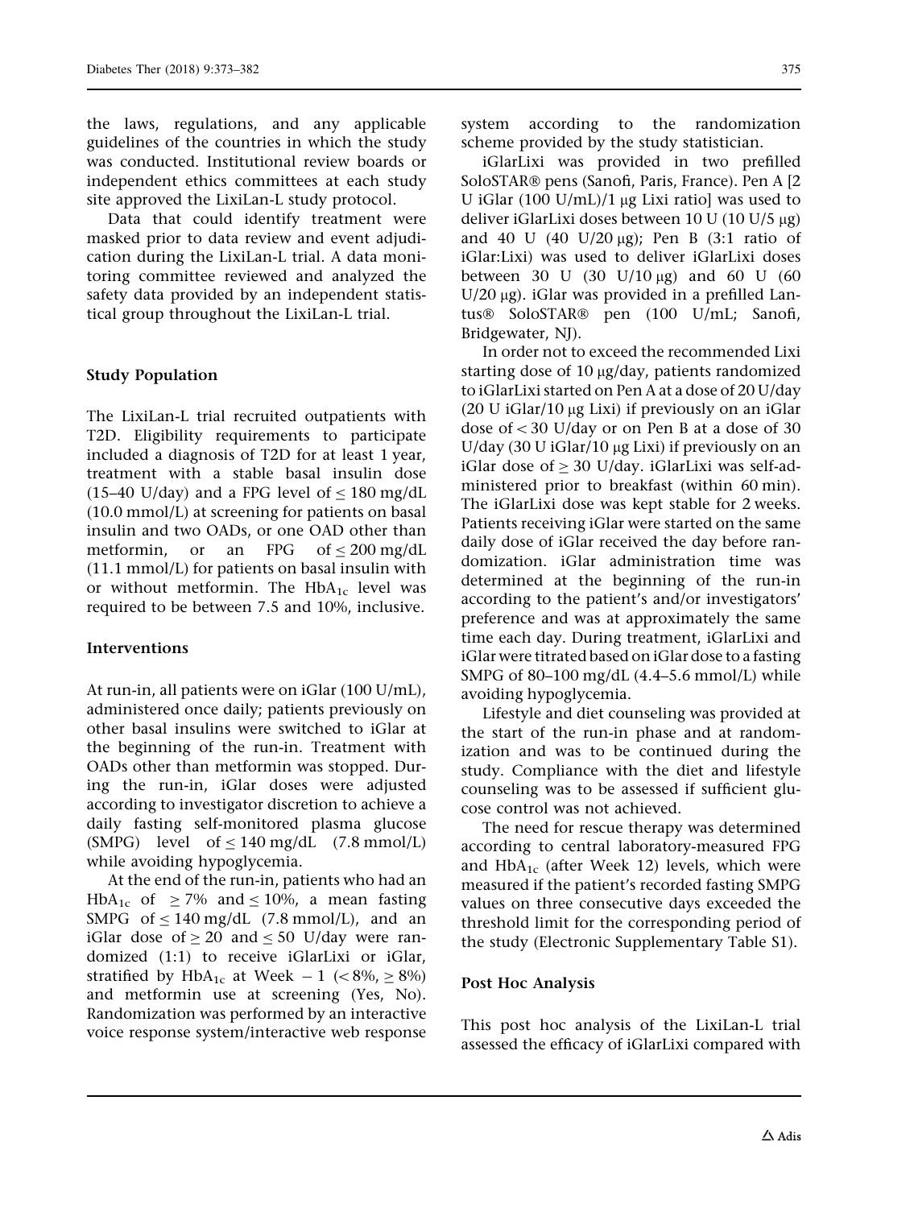the laws, regulations, and any applicable guidelines of the countries in which the study was conducted. Institutional review boards or independent ethics committees at each study site approved the LixiLan-L study protocol.

Data that could identify treatment were masked prior to data review and event adjudication during the LixiLan-L trial. A data monitoring committee reviewed and analyzed the safety data provided by an independent statistical group throughout the LixiLan-L trial.

### Study Population

The LixiLan-L trial recruited outpatients with T2D. Eligibility requirements to participate included a diagnosis of T2D for at least 1 year, treatment with a stable basal insulin dose (15–40 U/day) and a FPG level of ≤ 180 mg/dL (10.0 mmol/L) at screening for patients on basal insulin and two OADs, or one OAD other than metformin, or an FPG of ≤ 200 mg/dL (11.1 mmol/L) for patients on basal insulin with or without metformin. The $HbA_{1c}$ level was required to be between 7.5 and 10%, inclusive.

### Interventions

At run-in, all patients were on iGlar (100 U/mL), administered once daily; patients previously on other basal insulins were switched to iGlar at the beginning of the run-in. Treatment with OADs other than metformin was stopped. During the run-in, iGlar doses were adjusted according to investigator discretion to achieve a daily fasting self-monitored plasma glucose (SMPG) level of ≤ 140 mg/dL (7.8 mmol/L) while avoiding hypoglycemia.

At the end of the run-in, patients who had an $HbA_{1c}$ of ≥ 7% and ≤ 10%, a mean fasting SMPG of ≤ 140 mg/dL (7.8 mmol/L), and an iGlar dose of ≥ 20 and ≤ 50 U/day were randomized (1:1) to receive iGlarLixi or iGlar, stratified by $HbA_{1c}$ at Week − 1 (< 8%, ≥ 8%) and metformin use at screening (Yes, No). Randomization was performed by an interactive voice response system/interactive web response system according to the randomization scheme provided by the study statistician.

iGlarLixi was provided in two prefilled SoloSTAR® pens (Sanofi, Paris, France). Pen A [2 U iGlar (100 U/mL)/1 μg Lixi ratio] was used to deliver iGlarLixi doses between 10 U (10 U/5 μg) and 40 U (40 U/20 μg); Pen B (3:1 ratio of iGlar:Lixi) was used to deliver iGlarLixi doses between 30 U (30 U/10 μg) and 60 U (60 U/20 μg). iGlar was provided in a prefilled Lantus® SoloSTAR® pen (100 U/mL; Sanofi, Bridgewater, NJ).

In order not to exceed the recommended Lixi starting dose of 10 μg/day, patients randomized to iGlarLixi started on Pen A at a dose of 20 U/day (20 U iGlar/10 μg Lixi) if previously on an iGlar dose of < 30 U/day or on Pen B at a dose of 30 U/day (30 U iGlar/10 μg Lixi) if previously on an iGlar dose of ≥ 30 U/day. iGlarLixi was self-administered prior to breakfast (within 60 min). The iGlarLixi dose was kept stable for 2 weeks. Patients receiving iGlar were started on the same daily dose of iGlar received the day before randomization. iGlar administration time was determined at the beginning of the run-in according to the patient's and/or investigators' preference and was at approximately the same time each day. During treatment, iGlarLixi and iGlar were titrated based on iGlar dose to a fasting SMPG of 80–100 mg/dL (4.4–5.6 mmol/L) while avoiding hypoglycemia.

Lifestyle and diet counseling was provided at the start of the run-in phase and at randomization and was to be continued during the study. Compliance with the diet and lifestyle counseling was to be assessed if sufficient glucose control was not achieved.

The need for rescue therapy was determined according to central laboratory-measured FPG and $HbA_{1c}$ (after Week 12) levels, which were measured if the patient's recorded fasting SMPG values on three consecutive days exceeded the threshold limit for the corresponding period of the study (Electronic Supplementary Table S1).

### Post Hoc Analysis

This post hoc analysis of the LixiLan-L trial assessed the efficacy of iGlarLixi compared with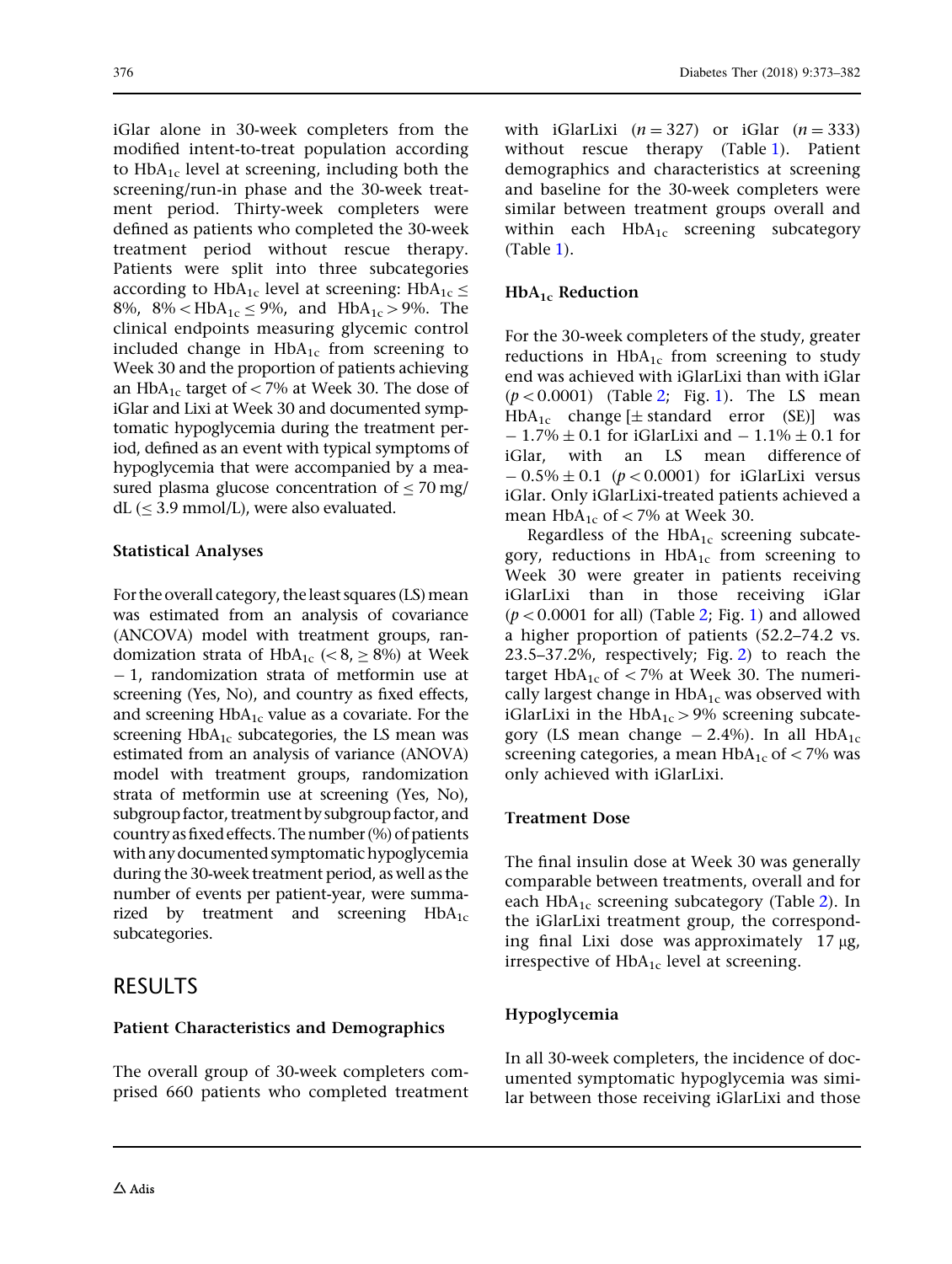iGlar alone in 30-week completers from the modified intent-to-treat population according to $HbA_{1c}$ level at screening, including both the screening/run-in phase and the 30-week treatment period. Thirty-week completers were defined as patients who completed the 30-week treatment period without rescue therapy. Patients were split into three subcategories according to $HbA_{1c}$ level at screening: $HbA_{1c} \leq 8\%$, $8\% < HbA_{1c} \leq 9\%$, and $HbA_{1c} > 9\%$. The clinical endpoints measuring glycemic control included change in $HbA_{1c}$ from screening to Week 30 and the proportion of patients achieving an $HbA_{1c}$ target of < 7% at Week 30. The dose of iGlar and Lixi at Week 30 and documented symptomatic hypoglycemia during the treatment period, defined as an event with typical symptoms of hypoglycemia that were accompanied by a measured plasma glucose concentration of ≤ 70 mg/dL (≤ 3.9 mmol/L), were also evaluated.

### Statistical Analyses

For the overall category, the least squares (LS) mean was estimated from an analysis of covariance (ANCOVA) model with treatment groups, randomization strata of $HbA_{1c}$ (< 8, ≥ 8%) at Week − 1, randomization strata of metformin use at screening (Yes, No), and country as fixed effects, and screening $HbA_{1c}$ value as a covariate. For the screening $HbA_{1c}$ subcategories, the LS mean was estimated from an analysis of variance (ANOVA) model with treatment groups, randomization strata of metformin use at screening (Yes, No), subgroup factor, treatment by subgroup factor, and country as fixed effects. The number (%) of patients with any documented symptomatic hypoglycemia during the 30-week treatment period, as well as the number of events per patient-year, were summarized by treatment and screening $HbA_{1c}$ subcategories.

## RESULTS

### Patient Characteristics and Demographics

The overall group of 30-week completers comprised 660 patients who completed treatment with iGlarLixi ($n = 327$) or iGlar ($n = 333$) without rescue therapy (Table 1). Patient demographics and characteristics at screening and baseline for the 30-week completers were similar between treatment groups overall and within each $HbA_{1c}$ screening subcategory (Table 1).

### $HbA_{1c}$ Reduction

For the 30-week completers of the study, greater reductions in $HbA_{1c}$ from screening to study end was achieved with iGlarLixi than with iGlar ($p < 0.0001$) (Table 2; Fig. 1). The LS mean $HbA_{1c}$ change [± standard error (SE)] was − 1.7% ± 0.1 for iGlarLixi and − 1.1% ± 0.1 for iGlar, with an LS mean difference of − 0.5% ± 0.1 ($p < 0.0001$) for iGlarLixi versus iGlar. Only iGlarLixi-treated patients achieved a mean $HbA_{1c}$ of < 7% at Week 30.

Regardless of the $HbA_{1c}$ screening subcategory, reductions in $HbA_{1c}$ from screening to Week 30 were greater in patients receiving iGlarLixi than in those receiving iGlar ($p < 0.0001$ for all) (Table 2; Fig. 1) and allowed a higher proportion of patients (52.2–74.2 vs. 23.5–37.2%, respectively; Fig. 2) to reach the target $HbA_{1c}$ of < 7% at Week 30. The numerically largest change in $HbA_{1c}$ was observed with iGlarLixi in the $HbA_{1c} > 9\%$ screening subcategory (LS mean change − 2.4%). In all $HbA_{1c}$ screening categories, a mean $HbA_{1c}$ of < 7% was only achieved with iGlarLixi.

### Treatment Dose

The final insulin dose at Week 30 was generally comparable between treatments, overall and for each $HbA_{1c}$ screening subcategory (Table 2). In the iGlarLixi treatment group, the corresponding final Lixi dose was approximately 17 μg, irrespective of $HbA_{1c}$ level at screening.

### Hypoglycemia

In all 30-week completers, the incidence of documented symptomatic hypoglycemia was similar between those receiving iGlarLixi and those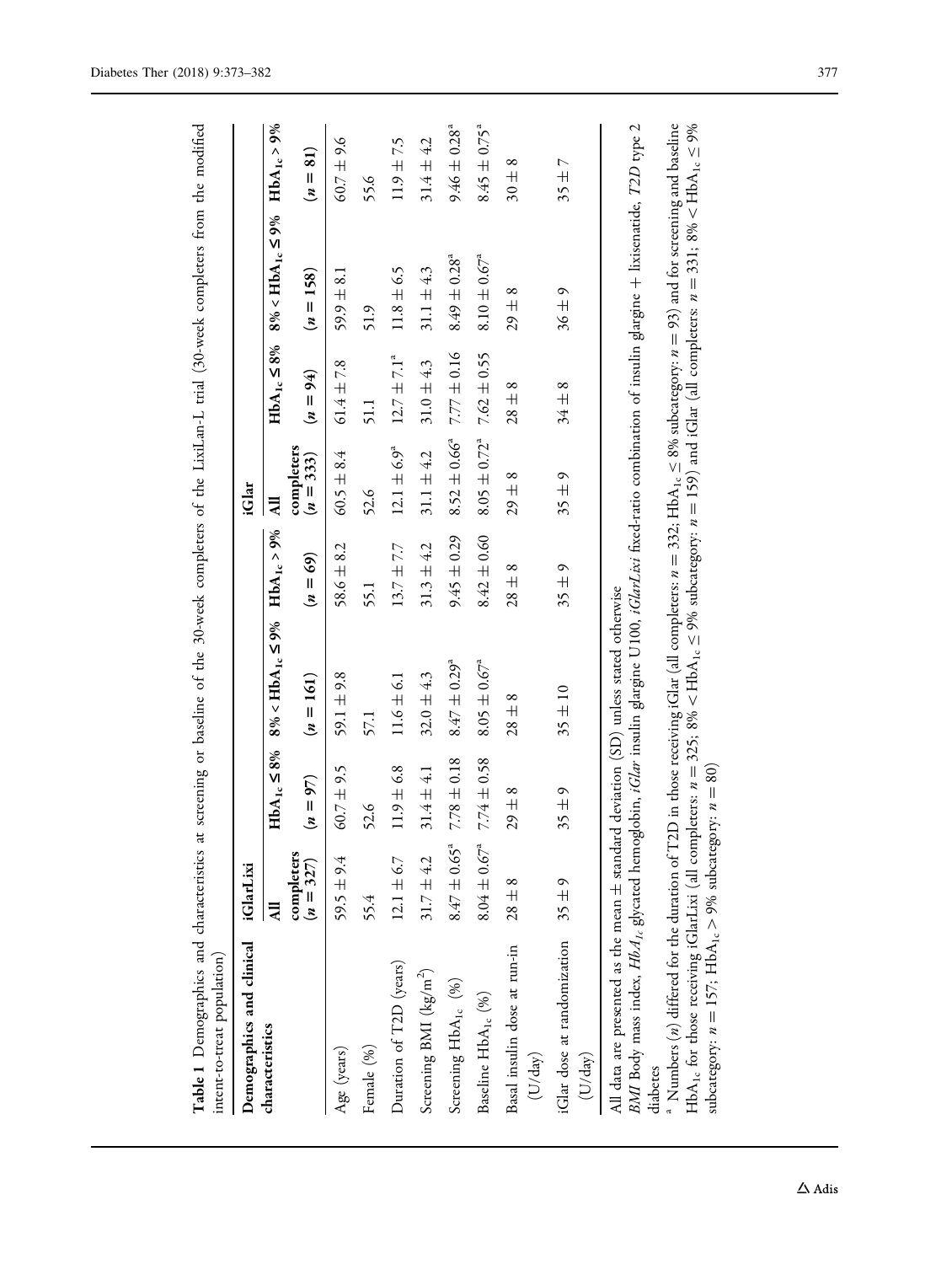**Table 1** Demographics and characteristics at screening or baseline of the 30-week completers of the LixiLan-L trial (30-week completers from the modified intent-to-treat population)

| Demographics and clinical characteristics | iGlarLixi | | | | iGlar | | | |
|---|---|---|---|---|---|---|---|---|
| | All completers ($n = 327$) | $HbA_{1c} \leq 8\%$ ($n = 97$) | $8\% < HbA_{1c} \leq 9\%$ ($n = 161$) | $HbA_{1c} > 9\%$ ($n = 69$) | All completers ($n = 333$) | $HbA_{1c} \leq 8\%$ ($n = 94$) | $8\% < HbA_{1c} \leq 9\%$ ($n = 158$) | $HbA_{1c} > 9\%$ ($n = 81$) |
| Age (years) | 59.5 ± 9.4 | 60.7 ± 9.5 | 59.1 ± 9.8 | 58.6 ± 8.2 | 60.5 ± 8.4 | 61.4 ± 7.8 | 59.9 ± 8.1 | 60.7 ± 9.6 |
| Female (%) | 55.4 | 52.6 | 57.1 | 55.1 | 52.6 | 51.1 | 51.9 | 55.6 |
| Duration of T2D (years) | 12.1 ± 6.7 | 11.9 ± 6.8 | 11.6 ± 6.1 | 13.7 ± 7.7 | 12.1 ± 6.9[a] | 12.7 ± 7.1[a] | 11.8 ± 6.5 | 11.9 ± 7.5 |
| Screening BMI ($kg/m^2$) | 31.7 ± 4.2 | 31.4 ± 4.1 | 32.0 ± 4.3 | 31.3 ± 4.2 | 31.1 ± 4.2 | 31.0 ± 4.3 | 31.1 ± 4.3 | 31.4 ± 4.2 |
| Screening $HbA_{1c}$ (%) | 8.47 ± 0.65[a] | 7.78 ± 0.18 | 8.47 ± 0.29[a] | 9.45 ± 0.29 | 8.52 ± 0.66[a] | 7.77 ± 0.16 | 8.49 ± 0.28[a] | 9.46 ± 0.28[a] |
| Baseline $HbA_{1c}$ (%) | 8.04 ± 0.67[a] | 7.74 ± 0.58 | 8.05 ± 0.67[a] | 8.42 ± 0.60 | 8.05 ± 0.72[a] | 7.62 ± 0.55 | 8.10 ± 0.67[a] | 8.45 ± 0.75[a] |
| Basal insulin dose at run-in (U/day) | 28 ± 8 | 29 ± 8 | 28 ± 8 | 28 ± 8 | 29 ± 8 | 28 ± 8 | 29 ± 8 | 30 ± 8 |
| iGlar dose at randomization (U/day) | 35 ± 9 | 35 ± 9 | 35 ± 10 | 35 ± 9 | 35 ± 9 | 34 ± 8 | 36 ± 9 | 35 ± 7 |

All data are presented as the mean ± standard deviation (SD) unless stated otherwise

*BMI* Body mass index, *$HbA_{1c}$* glycated hemoglobin, *iGlar* insulin glargine U100, *iGlarLixi* fixed-ratio combination of insulin glargine + lixisenatide, *T2D* type 2 diabetes

[a] Numbers ($n$) differed for the duration of T2D in those receiving iGlar (all completers: $n = 332$; $HbA_{1c} \leq 8\%$ subcategory: $n = 93$) and for screening and baseline $HbA_{1c}$ for those receiving iGlarLixi (all completers: $n = 325$; $8\% < HbA_{1c} \leq 9\%$ subcategory: $n = 159$) and iGlar (all completers: $n = 331$; $8\% < HbA_{1c} \leq 9\%$ subcategory: $n = 157$; $HbA_{1c} > 9\%$ subcategory: $n = 80$)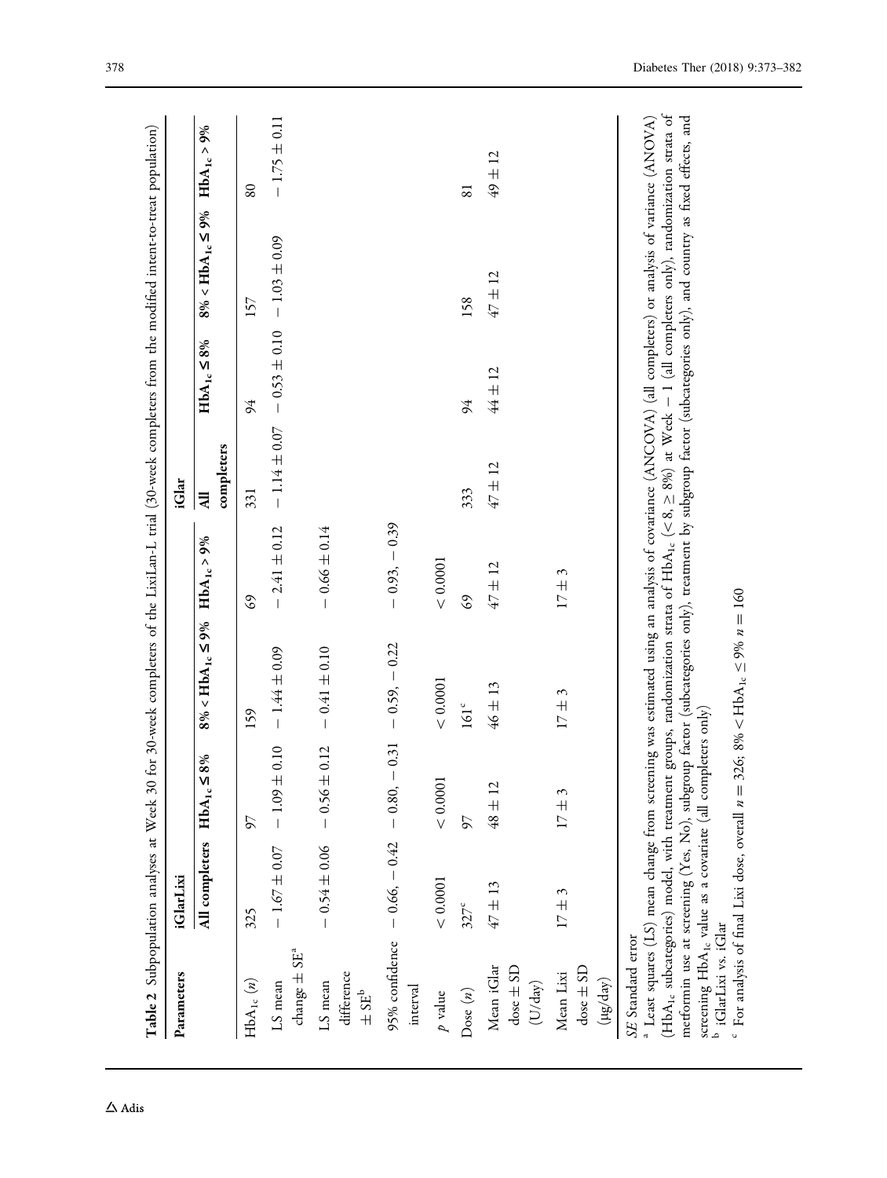**Table 2** Subpopulation analyses at Week 30 for 30-week completers of the LixiLan-L trial (30-week completers from the modified intent-to-treat population)

| Parameters | iGlarLixi | | | | iGlar | | | |
|---|---|---|---|---|---|---|---|---|
| | All completers | $HbA_{1c} \leq 8\%$ | $8\% < HbA_{1c} \leq 9\%$ | $HbA_{1c} > 9\%$ | All completers | $HbA_{1c} \leq 8\%$ | $8\% < HbA_{1c} \leq 9\%$ | $HbA_{1c} > 9\%$ |
| $HbA_{1c}$ ($n$) | 325 | 97 | 159 | 69 | 331 | 94 | 157 | 80 |
| LS mean change ± SE[a] | − 1.67 ± 0.07 | − 1.09 ± 0.10 | − 1.44 ± 0.09 | − 2.41 ± 0.12 | − 1.14 ± 0.07 | − 0.53 ± 0.10 | − 1.03 ± 0.09 | − 1.75 ± 0.11 |
| LS mean difference ± SE[b] | − 0.54 ± 0.06 | − 0.56 ± 0.12 | − 0.41 ± 0.10 | − 0.66 ± 0.14 | | | | |
| 95% confidence interval | − 0.66, − 0.42 | − 0.80, − 0.31 | − 0.59, − 0.22 | − 0.93, − 0.39 | | | | |
| $p$ value | < 0.0001 | < 0.0001 | < 0.0001 | < 0.0001 | | | | |
| Dose ($n$) | 327[c] | 97 | 161[c] | 69 | 333 | 94 | 158 | 81 |
| Mean iGlar dose ± SD (U/day) | 47 ± 13 | 48 ± 12 | 46 ± 13 | 47 ± 12 | 47 ± 12 | 44 ± 12 | 47 ± 12 | 49 ± 12 |
| Mean Lixi dose ± SD (µg/day) | 17 ± 3 | 17 ± 3 | 17 ± 3 | 17 ± 3 | | | | |

*SE* Standard error

[a] Least squares (LS) mean change from screening was estimated using an analysis of covariance (ANCOVA) (all completers) or analysis of variance (ANOVA) ($HbA_{1c}$ subcategories) model, with treatment groups, randomization strata of $HbA_{1c}$ (< 8, ≥ 8%) at Week − 1 (all completers only), randomization strata of metformin use at screening (Yes, No), subgroup factor (subcategories only), treatment by subgroup factor (subcategories only), and country as fixed effects, and screening $HbA_{1c}$ value as a covariate (all completers only)

[b] iGlarLixi vs. iGlar

[c] For analysis of final Lixi dose, overall $n = 326$; $8\% < HbA_{1c} \leq 9\%$ $n = 160$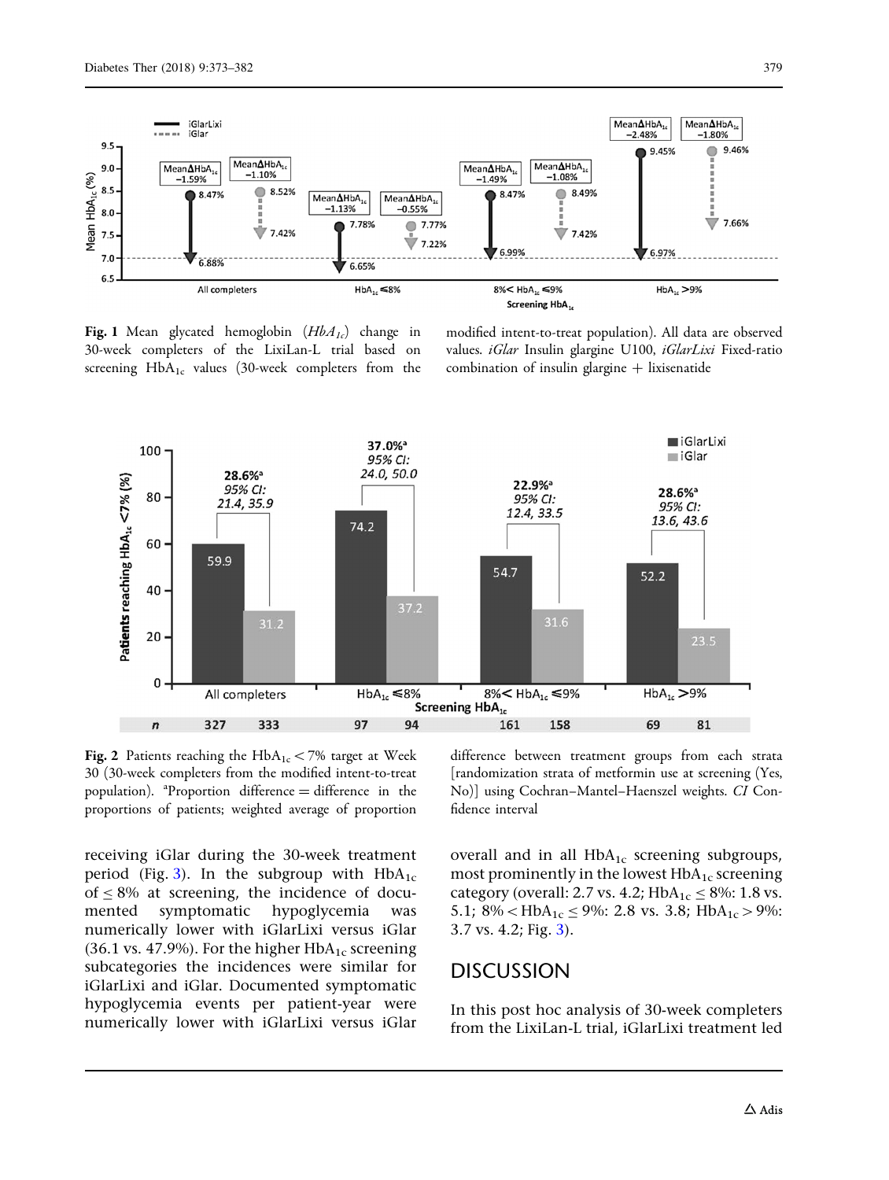**Fig. 1** Mean glycated hemoglobin (*$HbA_{1c}$*) change in 30-week completers of the LixiLan-L trial based on screening $HbA_{1c}$ values (30-week completers from the modified intent-to-treat population). All data are observed values. *iGlar* Insulin glargine U100, *iGlarLixi* Fixed-ratio combination of insulin glargine + lixisenatide

**Fig. 2** Patients reaching the $HbA_{1c} < 7\%$ target at Week 30 (30-week completers from the modified intent-to-treat population). [a]Proportion difference = difference in the proportions of patients; weighted average of proportion difference between treatment groups from each strata [randomization strata of metformin use at screening (Yes, No)] using Cochran–Mantel–Haenszel weights. *CI* Confidence interval

receiving iGlar during the 30-week treatment period (Fig. 3). In the subgroup with $HbA_{1c}$ of ≤ 8% at screening, the incidence of documented symptomatic hypoglycemia was numerically lower with iGlarLixi versus iGlar (36.1 vs. 47.9%). For the higher $HbA_{1c}$ screening subcategories the incidences were similar for iGlarLixi and iGlar. Documented symptomatic hypoglycemia events per patient-year were numerically lower with iGlarLixi versus iGlar overall and in all $HbA_{1c}$ screening subgroups, most prominently in the lowest $HbA_{1c}$ screening category (overall: 2.7 vs. 4.2; $HbA_{1c} \leq 8\%$: 1.8 vs. 5.1; $8\% < HbA_{1c} \leq 9\%$: 2.8 vs. 3.8; $HbA_{1c} > 9\%$: 3.7 vs. 4.2; Fig. 3).

## DISCUSSION

In this post hoc analysis of 30-week completers from the LixiLan-L trial, iGlarLixi treatment led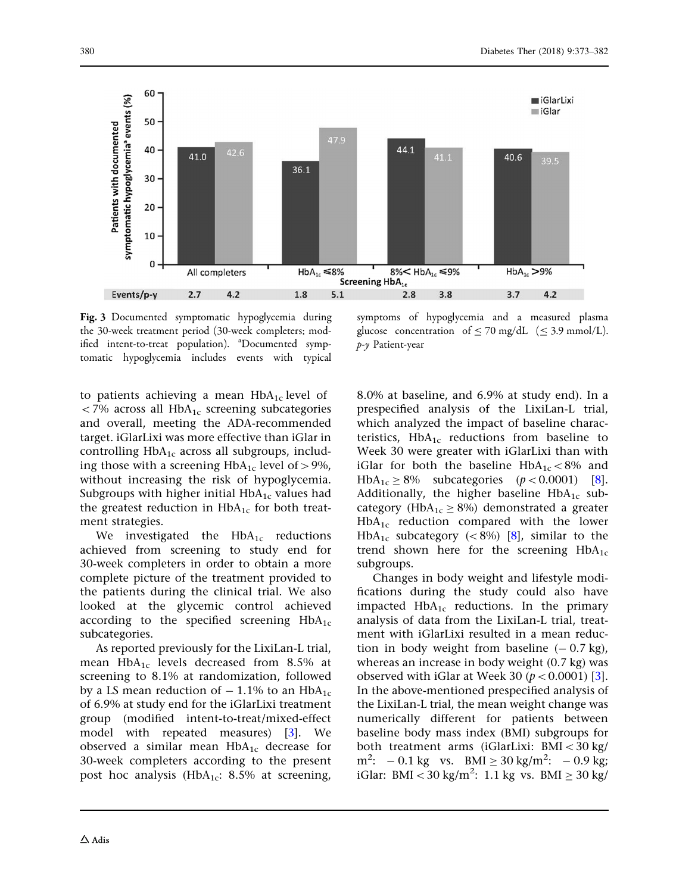Fig. 3 Documented symptomatic hypoglycemia during the 30-week treatment period (30-week completers; modified intent-to-treat population). [a]Documented symptomatic hypoglycemia includes events with typical symptoms of hypoglycemia and a measured plasma glucose concentration of ≤ 70 mg/dL (≤ 3.9 mmol/L). *p-y* Patient-year

to patients achieving a mean $HbA_{1c}$ level of < 7% across all $HbA_{1c}$ screening subcategories and overall, meeting the ADA-recommended target. iGlarLixi was more effective than iGlar in controlling $HbA_{1c}$ across all subgroups, including those with a screening $HbA_{1c}$ level of > 9%, without increasing the risk of hypoglycemia. Subgroups with higher initial $HbA_{1c}$ values had the greatest reduction in $HbA_{1c}$ for both treatment strategies.

We investigated the $HbA_{1c}$ reductions achieved from screening to study end for 30-week completers in order to obtain a more complete picture of the treatment provided to the patients during the clinical trial. We also looked at the glycemic control achieved according to the specified screening $HbA_{1c}$ subcategories.

As reported previously for the LixiLan-L trial, mean $HbA_{1c}$ levels decreased from 8.5% at screening to 8.1% at randomization, followed by a LS mean reduction of − 1.1% to an $HbA_{1c}$ of 6.9% at study end for the iGlarLixi treatment group (modified intent-to-treat/mixed-effect model with repeated measures) [3]. We observed a similar mean $HbA_{1c}$ decrease for 30-week completers according to the present post hoc analysis ($HbA_{1c}$: 8.5% at screening, 8.0% at baseline, and 6.9% at study end). In a prespecified analysis of the LixiLan-L trial, which analyzed the impact of baseline characteristics, $HbA_{1c}$ reductions from baseline to Week 30 were greater with iGlarLixi than with iGlar for both the baseline $HbA_{1c}$ < 8% and $HbA_{1c}$ ≥ 8% subcategories ($p < 0.0001$) [8]. Additionally, the higher baseline $HbA_{1c}$ subcategory ($HbA_{1c}$ ≥ 8%) demonstrated a greater $HbA_{1c}$ reduction compared with the lower $HbA_{1c}$ subcategory (< 8%) [8], similar to the trend shown here for the screening $HbA_{1c}$ subgroups.

Changes in body weight and lifestyle modifications during the study could also have impacted $HbA_{1c}$ reductions. In the primary analysis of data from the LixiLan-L trial, treatment with iGlarLixi resulted in a mean reduction in body weight from baseline (− 0.7 kg), whereas an increase in body weight (0.7 kg) was observed with iGlar at Week 30 ($p < 0.0001$) [3]. In the above-mentioned prespecified analysis of the LixiLan-L trial, the mean weight change was numerically different for patients between baseline body mass index (BMI) subgroups for both treatment arms (iGlarLixi: BMI < 30 kg/$m^2$: − 0.1 kg vs. BMI ≥ 30 kg/$m^2$: − 0.9 kg; iGlar: BMI < 30 kg/$m^2$: 1.1 kg vs. BMI ≥ 30 kg/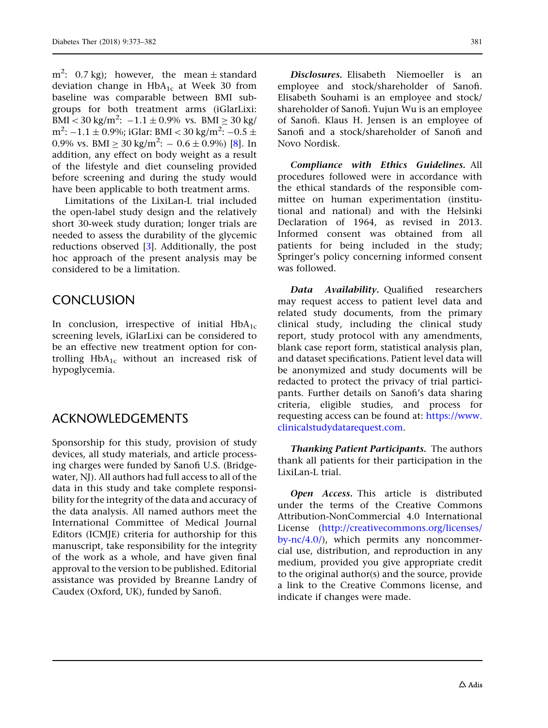$m^2$: 0.7 kg); however, the mean ± standard deviation change in $HbA_{1c}$ at Week 30 from baseline was comparable between BMI subgroups for both treatment arms (iGlarLixi: BMI < 30 kg/$m^2$: −1.1 ± 0.9% vs. BMI ≥ 30 kg/$m^2$: −1.1 ± 0.9%; iGlar: BMI < 30 kg/$m^2$: −0.5 ± 0.9% vs. BMI ≥ 30 kg/$m^2$: − 0.6 ± 0.9%) [8]. In addition, any effect on body weight as a result of the lifestyle and diet counseling provided before screening and during the study would have been applicable to both treatment arms.

Limitations of the LixiLan-L trial included the open-label study design and the relatively short 30-week study duration; longer trials are needed to assess the durability of the glycemic reductions observed [3]. Additionally, the post hoc approach of the present analysis may be considered to be a limitation.

## CONCLUSION

In conclusion, irrespective of initial $HbA_{1c}$ screening levels, iGlarLixi can be considered to be an effective new treatment option for controlling $HbA_{1c}$ without an increased risk of hypoglycemia.

## ACKNOWLEDGEMENTS

Sponsorship for this study, provision of study devices, all study materials, and article processing charges were funded by Sanofi U.S. (Bridgewater, NJ). All authors had full access to all of the data in this study and take complete responsibility for the integrity of the data and accuracy of the data analysis. All named authors meet the International Committee of Medical Journal Editors (ICMJE) criteria for authorship for this manuscript, take responsibility for the integrity of the work as a whole, and have given final approval to the version to be published. Editorial assistance was provided by Breanne Landry of Caudex (Oxford, UK), funded by Sanofi.

***Disclosures.*** Elisabeth Niemoeller is an employee and stock/shareholder of Sanofi. Elisabeth Souhami is an employee and stock/shareholder of Sanofi. Yujun Wu is an employee of Sanofi. Klaus H. Jensen is an employee of Sanofi and a stock/shareholder of Sanofi and Novo Nordisk.

***Compliance with Ethics Guidelines.*** All procedures followed were in accordance with the ethical standards of the responsible committee on human experimentation (institutional and national) and with the Helsinki Declaration of 1964, as revised in 2013. Informed consent was obtained from all patients for being included in the study; Springer's policy concerning informed consent was followed.

***Data Availability.*** Qualified researchers may request access to patient level data and related study documents, from the primary clinical study, including the clinical study report, study protocol with any amendments, blank case report form, statistical analysis plan, and dataset specifications. Patient level data will be anonymized and study documents will be redacted to protect the privacy of trial participants. Further details on Sanofi's data sharing criteria, eligible studies, and process for requesting access can be found at: https://www.clinicalstudydatarequest.com.

***Thanking Patient Participants.*** The authors thank all patients for their participation in the LixiLan-L trial.

***Open Access.*** This article is distributed under the terms of the Creative Commons Attribution-NonCommercial 4.0 International License (http://creativecommons.org/licenses/by-nc/4.0/), which permits any noncommercial use, distribution, and reproduction in any medium, provided you give appropriate credit to the original author(s) and the source, provide a link to the Creative Commons license, and indicate if changes were made.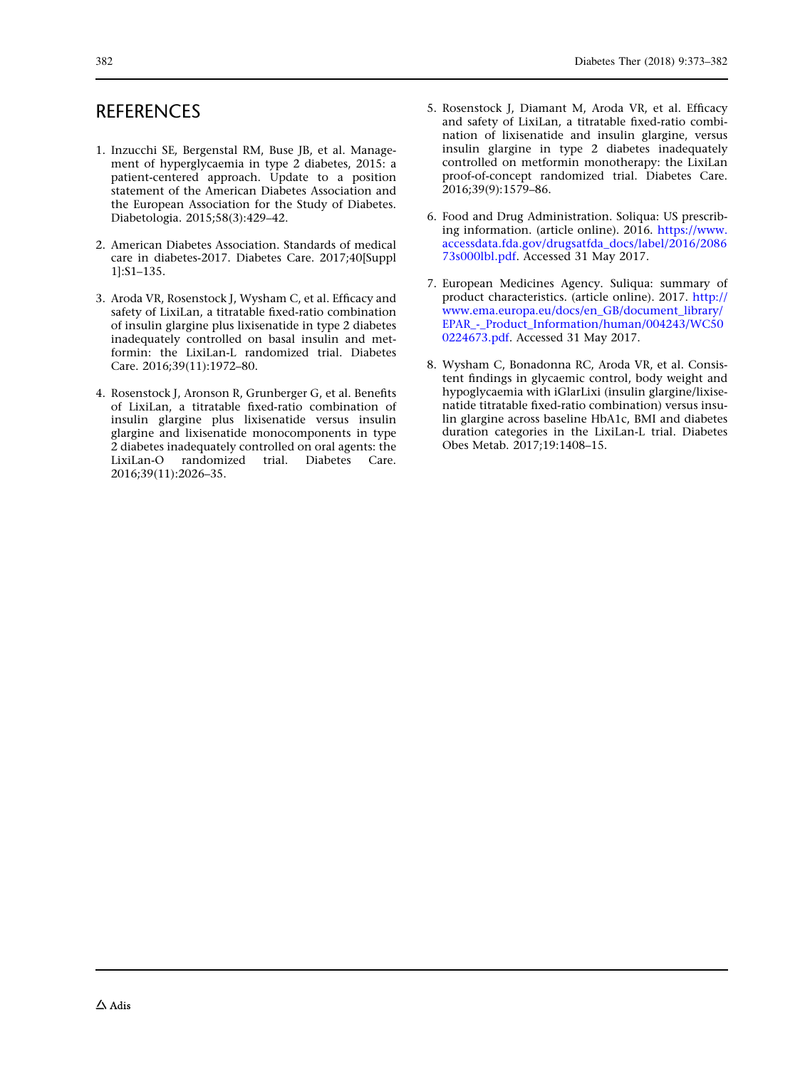## REFERENCES

1. Inzucchi SE, Bergenstal RM, Buse JB, et al. Management of hyperglycaemia in type 2 diabetes, 2015: a patient-centered approach. Update to a position statement of the American Diabetes Association and the European Association for the Study of Diabetes. Diabetologia. 2015;58(3):429–42.

2. American Diabetes Association. Standards of medical care in diabetes-2017. Diabetes Care. 2017;40[Suppl 1]:S1–135.

3. Aroda VR, Rosenstock J, Wysham C, et al. Efficacy and safety of LixiLan, a titratable fixed-ratio combination of insulin glargine plus lixisenatide in type 2 diabetes inadequately controlled on basal insulin and metformin: the LixiLan-L randomized trial. Diabetes Care. 2016;39(11):1972–80.

4. Rosenstock J, Aronson R, Grunberger G, et al. Benefits of LixiLan, a titratable fixed-ratio combination of insulin glargine plus lixisenatide versus insulin glargine and lixisenatide monocomponents in type 2 diabetes inadequately controlled on oral agents: the LixiLan-O randomized trial. Diabetes Care. 2016;39(11):2026–35.

5. Rosenstock J, Diamant M, Aroda VR, et al. Efficacy and safety of LixiLan, a titratable fixed-ratio combination of lixisenatide and insulin glargine, versus insulin glargine in type 2 diabetes inadequately controlled on metformin monotherapy: the LixiLan proof-of-concept randomized trial. Diabetes Care. 2016;39(9):1579–86.

6. Food and Drug Administration. Soliqua: US prescribing information. (article online). 2016. https://www.accessdata.fda.gov/drugsatfda_docs/label/2016/208673s000lbl.pdf. Accessed 31 May 2017.

7. European Medicines Agency. Suliqua: summary of product characteristics. (article online). 2017. http://www.ema.europa.eu/docs/en_GB/document_library/EPAR_-_Product_Information/human/004243/WC500224673.pdf. Accessed 31 May 2017.

8. Wysham C, Bonadonna RC, Aroda VR, et al. Consistent findings in glycaemic control, body weight and hypoglycaemia with iGlarLixi (insulin glargine/lixisenatide titratable fixed-ratio combination) versus insulin glargine across baseline HbA1c, BMI and diabetes duration categories in the LixiLan-L trial. Diabetes Obes Metab. 2017;19:1408–15.